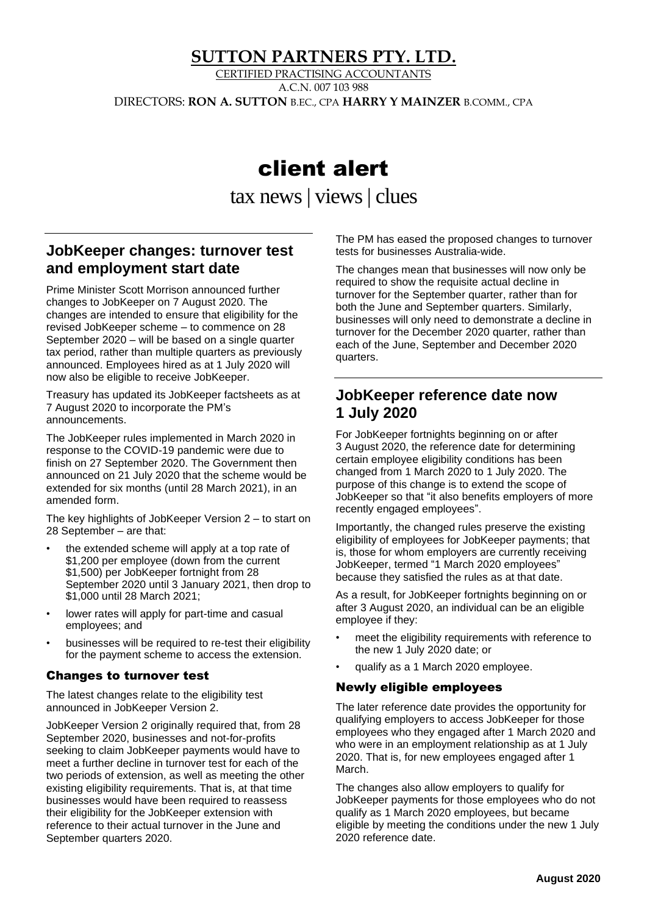# SUTTON PARTNERS PTY. LTD.

CERTIFIED PRACTISING ACCOUNTANTS

A.C.N. 007 103 988

DIRECTORS: **RON A. SUTTON** B.EC., CPA **HARRY Y MAINZER** B.COMM., CPA

# client alert

tax news | views | clues

## JobKeeper changes: turnover test and employment start date

Prime Minister Scott Morrison announced further changes to JobKeeper on 7 August 2020. The changes are intended to ensure that eligibility for the revised JobKeeper scheme – to commence on 28 September 2020 – will be based on a single quarter tax period, rather than multiple quarters as previously announced. Employees hired as at 1 July 2020 will now also be eligible to receive JobKeeper.

Treasury has updated its JobKeeper factsheets as at 7 August 2020 to incorporate the PM's announcements.

The JobKeeper rules implemented in March 2020 in response to the COVID-19 pandemic were due to finish on 27 September 2020. The Government then announced on 21 July 2020 that the scheme would be extended for six months (until 28 March 2021), in an amended form.

The key highlights of JobKeeper Version 2 – to start on 28 September – are that:

- the extended scheme will apply at a top rate of $1,200 per employee (down from the current $1,500) per JobKeeper fortnight from 28 September 2020 until 3 January 2021, then drop to $1,000 until 28 March 2021;
- lower rates will apply for part-time and casual employees; and
- businesses will be required to re-test their eligibility for the payment scheme to access the extension.

### Changes to turnover test

The latest changes relate to the eligibility test announced in JobKeeper Version 2.

JobKeeper Version 2 originally required that, from 28 September 2020, businesses and not-for-profits seeking to claim JobKeeper payments would have to meet a further decline in turnover test for each of the two periods of extension, as well as meeting the other existing eligibility requirements. That is, at that time businesses would have been required to reassess their eligibility for the JobKeeper extension with reference to their actual turnover in the June and September quarters 2020.

The PM has eased the proposed changes to turnover tests for businesses Australia-wide.

The changes mean that businesses will now only be required to show the requisite actual decline in turnover for the September quarter, rather than for both the June and September quarters. Similarly, businesses will only need to demonstrate a decline in turnover for the December 2020 quarter, rather than each of the June, September and December 2020 quarters.

## JobKeeper reference date now 1 July 2020

For JobKeeper fortnights beginning on or after 3 August 2020, the reference date for determining certain employee eligibility conditions has been changed from 1 March 2020 to 1 July 2020. The purpose of this change is to extend the scope of JobKeeper so that "it also benefits employers of more recently engaged employees".

Importantly, the changed rules preserve the existing eligibility of employees for JobKeeper payments; that is, those for whom employers are currently receiving JobKeeper, termed "1 March 2020 employees" because they satisfied the rules as at that date.

As a result, for JobKeeper fortnights beginning on or after 3 August 2020, an individual can be an eligible employee if they:

- meet the eligibility requirements with reference to the new 1 July 2020 date; or
- qualify as a 1 March 2020 employee.

### Newly eligible employees

The later reference date provides the opportunity for qualifying employers to access JobKeeper for those employees who they engaged after 1 March 2020 and who were in an employment relationship as at 1 July 2020. That is, for new employees engaged after 1 March.

The changes also allow employers to qualify for JobKeeper payments for those employees who do not qualify as 1 March 2020 employees, but became eligible by meeting the conditions under the new 1 July 2020 reference date.

**August 2020**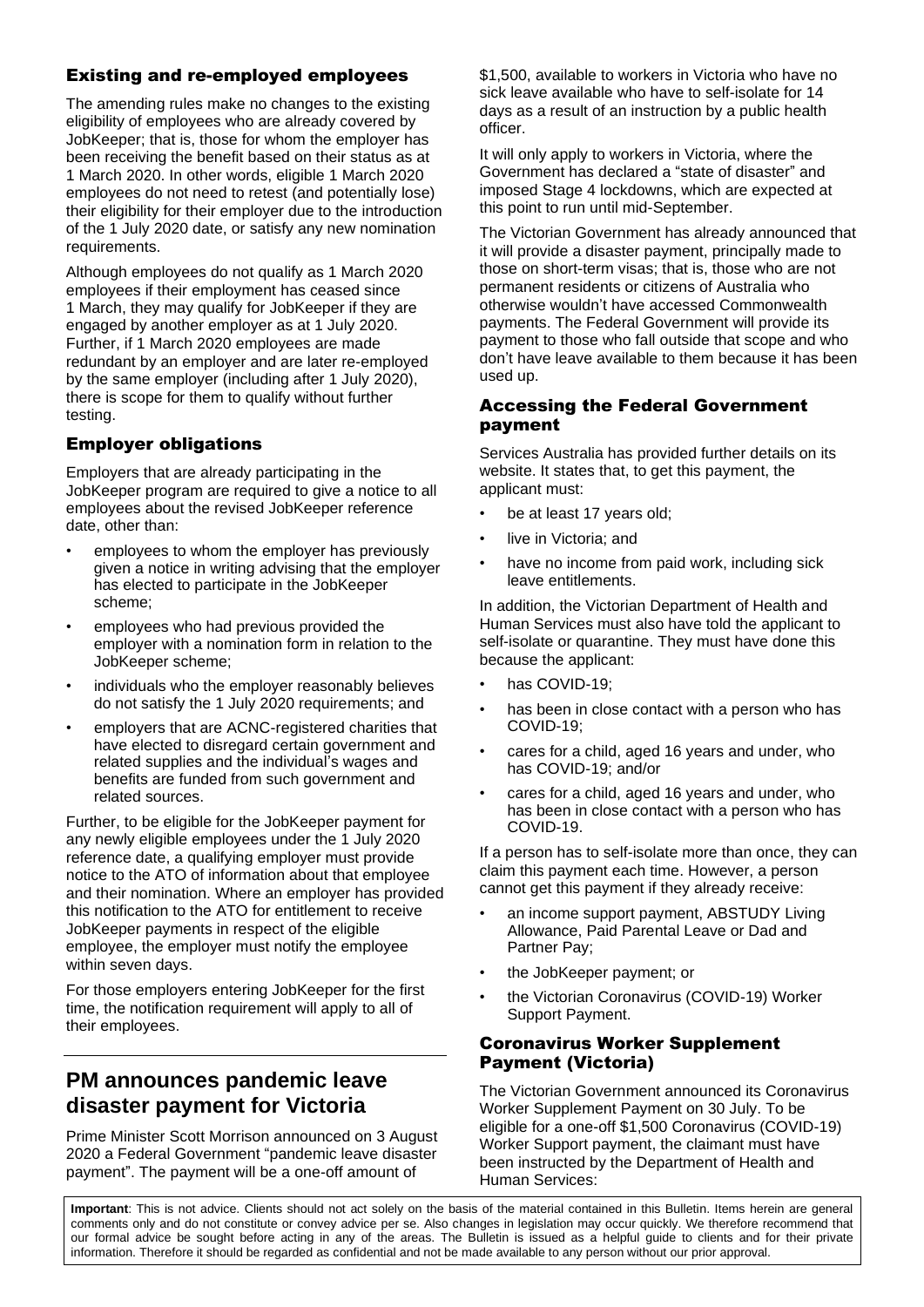### Existing and re-employed employees

The amending rules make no changes to the existing eligibility of employees who are already covered by JobKeeper; that is, those for whom the employer has been receiving the benefit based on their status as at 1 March 2020. In other words, eligible 1 March 2020 employees do not need to retest (and potentially lose) their eligibility for their employer due to the introduction of the 1 July 2020 date, or satisfy any new nomination requirements.

Although employees do not qualify as 1 March 2020 employees if their employment has ceased since 1 March, they may qualify for JobKeeper if they are engaged by another employer as at 1 July 2020. Further, if 1 March 2020 employees are made redundant by an employer and are later re-employed by the same employer (including after 1 July 2020), there is scope for them to qualify without further testing.

### Employer obligations

Employers that are already participating in the JobKeeper program are required to give a notice to all employees about the revised JobKeeper reference date, other than:

- employees to whom the employer has previously given a notice in writing advising that the employer has elected to participate in the JobKeeper scheme;
- employees who had previous provided the employer with a nomination form in relation to the JobKeeper scheme;
- individuals who the employer reasonably believes do not satisfy the 1 July 2020 requirements; and
- employers that are ACNC-registered charities that have elected to disregard certain government and related supplies and the individual's wages and benefits are funded from such government and related sources.

Further, to be eligible for the JobKeeper payment for any newly eligible employees under the 1 July 2020 reference date, a qualifying employer must provide notice to the ATO of information about that employee and their nomination. Where an employer has provided this notification to the ATO for entitlement to receive JobKeeper payments in respect of the eligible employee, the employer must notify the employee within seven days.

For those employers entering JobKeeper for the first time, the notification requirement will apply to all of their employees.

## PM announces pandemic leave disaster payment for Victoria

Prime Minister Scott Morrison announced on 3 August 2020 a Federal Government "pandemic leave disaster payment". The payment will be a one-off amount of $1,500, available to workers in Victoria who have no sick leave available who have to self-isolate for 14 days as a result of an instruction by a public health officer.

It will only apply to workers in Victoria, where the Government has declared a "state of disaster" and imposed Stage 4 lockdowns, which are expected at this point to run until mid-September.

The Victorian Government has already announced that it will provide a disaster payment, principally made to those on short-term visas; that is, those who are not permanent residents or citizens of Australia who otherwise wouldn't have accessed Commonwealth payments. The Federal Government will provide its payment to those who fall outside that scope and who don't have leave available to them because it has been used up.

### Accessing the Federal Government payment

Services Australia has provided further details on its website. It states that, to get this payment, the applicant must:

- be at least 17 years old;
- live in Victoria; and
- have no income from paid work, including sick leave entitlements.

In addition, the Victorian Department of Health and Human Services must also have told the applicant to self-isolate or quarantine. They must have done this because the applicant:

- has COVID-19;
- has been in close contact with a person who has COVID-19;
- cares for a child, aged 16 years and under, who has COVID-19; and/or
- cares for a child, aged 16 years and under, who has been in close contact with a person who has COVID-19.

If a person has to self-isolate more than once, they can claim this payment each time. However, a person cannot get this payment if they already receive:

- an income support payment, ABSTUDY Living Allowance, Paid Parental Leave or Dad and Partner Pay;
- the JobKeeper payment; or
- the Victorian Coronavirus (COVID-19) Worker Support Payment.

### Coronavirus Worker Supplement Payment (Victoria)

The Victorian Government announced its Coronavirus Worker Supplement Payment on 30 July. To be eligible for a one-off $1,500 Coronavirus (COVID-19) Worker Support payment, the claimant must have been instructed by the Department of Health and Human Services:

**Important**: This is not advice. Clients should not act solely on the basis of the material contained in this Bulletin. Items herein are general comments only and do not constitute or convey advice per se. Also changes in legislation may occur quickly. We therefore recommend that our formal advice be sought before acting in any of the areas. The Bulletin is issued as a helpful guide to clients and for their private information. Therefore it should be regarded as confidential and not be made available to any person without our prior approval.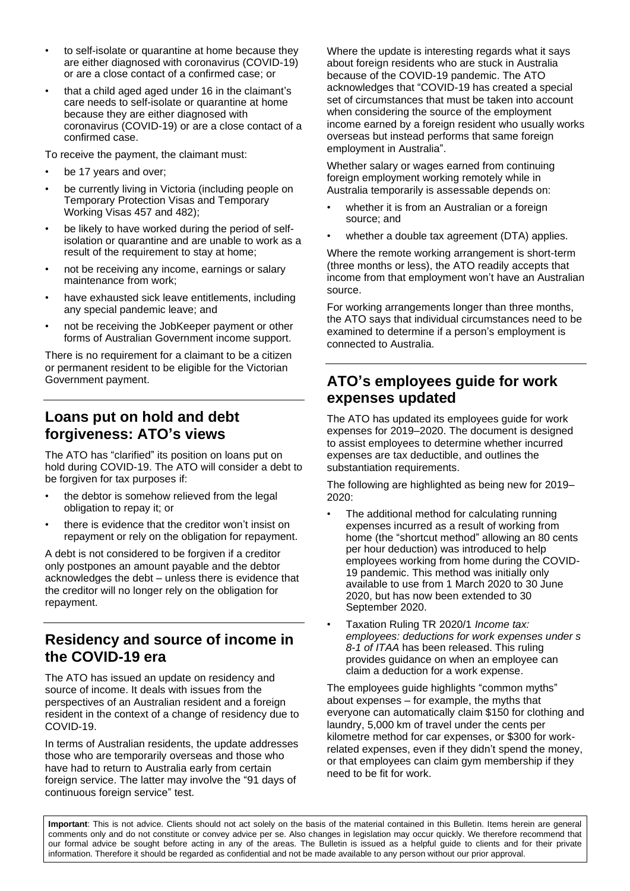- to self-isolate or quarantine at home because they are either diagnosed with coronavirus (COVID-19) or are a close contact of a confirmed case; or
- that a child aged aged under 16 in the claimant's care needs to self-isolate or quarantine at home because they are either diagnosed with coronavirus (COVID-19) or are a close contact of a confirmed case.

To receive the payment, the claimant must:

- be 17 years and over;
- be currently living in Victoria (including people on Temporary Protection Visas and Temporary Working Visas 457 and 482);
- be likely to have worked during the period of self-isolation or quarantine and are unable to work as a result of the requirement to stay at home;
- not be receiving any income, earnings or salary maintenance from work;
- have exhausted sick leave entitlements, including any special pandemic leave; and
- not be receiving the JobKeeper payment or other forms of Australian Government income support.

There is no requirement for a claimant to be a citizen or permanent resident to be eligible for the Victorian Government payment.

## Loans put on hold and debt forgiveness: ATO's views

The ATO has "clarified" its position on loans put on hold during COVID-19. The ATO will consider a debt to be forgiven for tax purposes if:

- the debtor is somehow relieved from the legal obligation to repay it; or
- there is evidence that the creditor won't insist on repayment or rely on the obligation for repayment.

A debt is not considered to be forgiven if a creditor only postpones an amount payable and the debtor acknowledges the debt – unless there is evidence that the creditor will no longer rely on the obligation for repayment.

## Residency and source of income in the COVID-19 era

The ATO has issued an update on residency and source of income. It deals with issues from the perspectives of an Australian resident and a foreign resident in the context of a change of residency due to COVID-19.

In terms of Australian residents, the update addresses those who are temporarily overseas and those who have had to return to Australia early from certain foreign service. The latter may involve the "91 days of continuous foreign service" test.

Where the update is interesting regards what it says about foreign residents who are stuck in Australia because of the COVID-19 pandemic. The ATO acknowledges that "COVID-19 has created a special set of circumstances that must be taken into account when considering the source of the employment income earned by a foreign resident who usually works overseas but instead performs that same foreign employment in Australia".

Whether salary or wages earned from continuing foreign employment working remotely while in Australia temporarily is assessable depends on:

- whether it is from an Australian or a foreign source; and
- whether a double tax agreement (DTA) applies.

Where the remote working arrangement is short-term (three months or less), the ATO readily accepts that income from that employment won't have an Australian source.

For working arrangements longer than three months, the ATO says that individual circumstances need to be examined to determine if a person's employment is connected to Australia.

## ATO's employees guide for work expenses updated

The ATO has updated its employees guide for work expenses for 2019–2020. The document is designed to assist employees to determine whether incurred expenses are tax deductible, and outlines the substantiation requirements.

The following are highlighted as being new for 2019–2020:

- The additional method for calculating running expenses incurred as a result of working from home (the "shortcut method" allowing an 80 cents per hour deduction) was introduced to help employees working from home during the COVID-19 pandemic. This method was initially only available to use from 1 March 2020 to 30 June 2020, but has now been extended to 30 September 2020.
- Taxation Ruling TR 2020/1 *Income tax: employees: deductions for work expenses under s 8-1 of ITAA* has been released. This ruling provides guidance on when an employee can claim a deduction for a work expense.

The employees guide highlights "common myths" about expenses – for example, the myths that everyone can automatically claim $150 for clothing and laundry, 5,000 km of travel under the cents per kilometre method for car expenses, or $300 for work-related expenses, even if they didn't spend the money, or that employees can claim gym membership if they need to be fit for work.

**Important**: This is not advice. Clients should not act solely on the basis of the material contained in this Bulletin. Items herein are general comments only and do not constitute or convey advice per se. Also changes in legislation may occur quickly. We therefore recommend that our formal advice be sought before acting in any of the areas. The Bulletin is issued as a helpful guide to clients and for their private information. Therefore it should be regarded as confidential and not be made available to any person without our prior approval.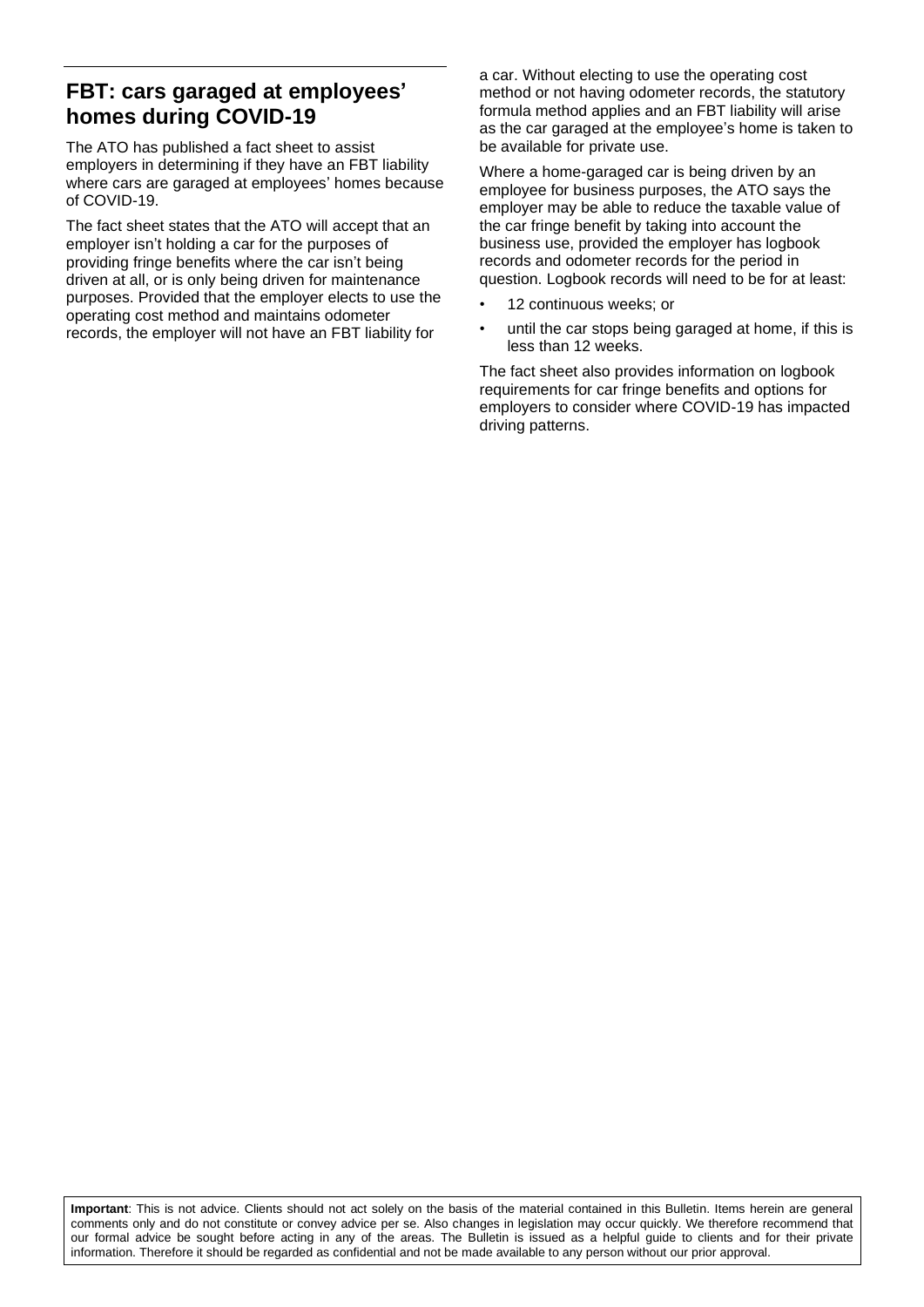## FBT: cars garaged at employees' homes during COVID-19

The ATO has published a fact sheet to assist employers in determining if they have an FBT liability where cars are garaged at employees' homes because of COVID-19.

The fact sheet states that the ATO will accept that an employer isn't holding a car for the purposes of providing fringe benefits where the car isn't being driven at all, or is only being driven for maintenance purposes. Provided that the employer elects to use the operating cost method and maintains odometer records, the employer will not have an FBT liability for a car. Without electing to use the operating cost method or not having odometer records, the statutory formula method applies and an FBT liability will arise as the car garaged at the employee's home is taken to be available for private use.

Where a home-garaged car is being driven by an employee for business purposes, the ATO says the employer may be able to reduce the taxable value of the car fringe benefit by taking into account the business use, provided the employer has logbook records and odometer records for the period in question. Logbook records will need to be for at least:

- 12 continuous weeks; or
- until the car stops being garaged at home, if this is less than 12 weeks.

The fact sheet also provides information on logbook requirements for car fringe benefits and options for employers to consider where COVID-19 has impacted driving patterns.

**Important**: This is not advice. Clients should not act solely on the basis of the material contained in this Bulletin. Items herein are general comments only and do not constitute or convey advice per se. Also changes in legislation may occur quickly. We therefore recommend that our formal advice be sought before acting in any of the areas. The Bulletin is issued as a helpful guide to clients and for their private information. Therefore it should be regarded as confidential and not be made available to any person without our prior approval.